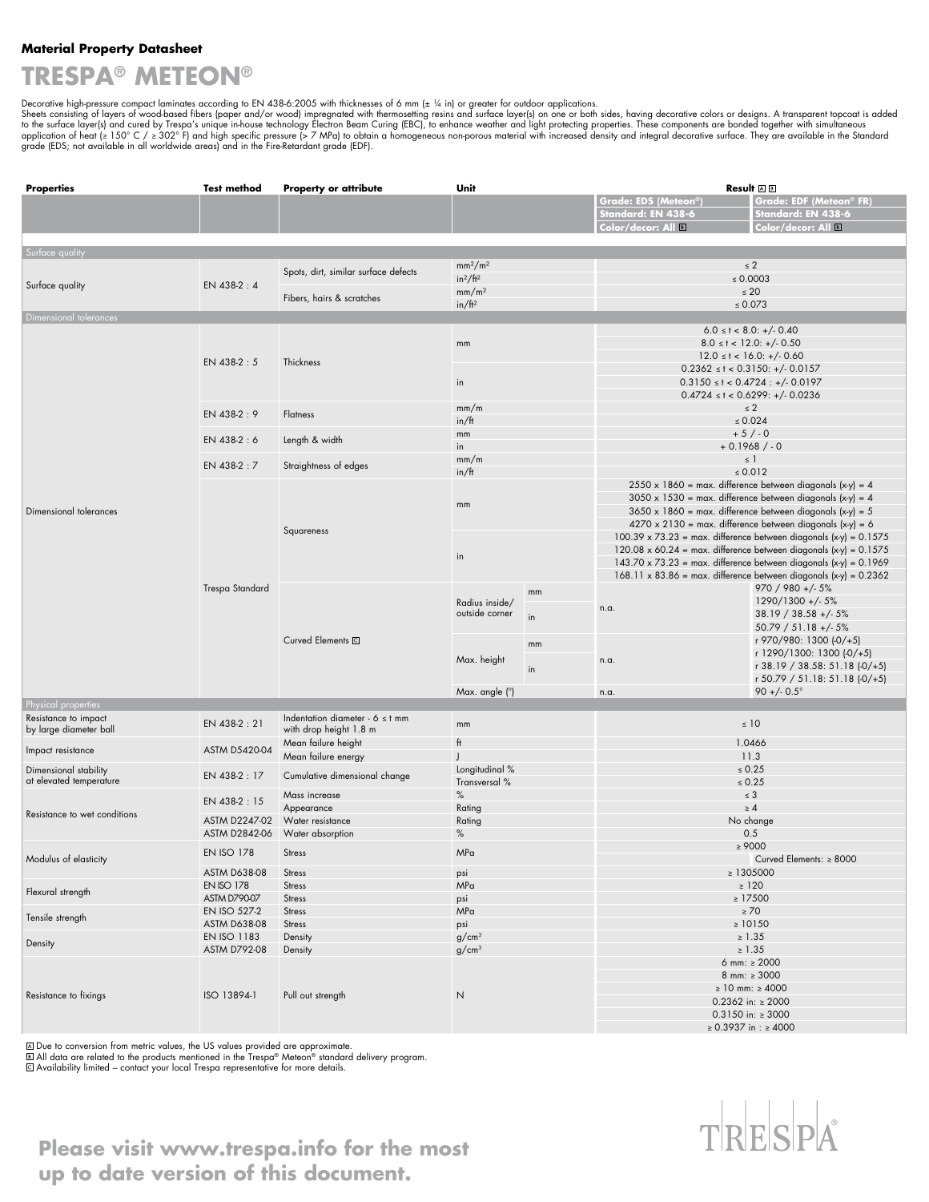**Material Property Datasheet**

# TRESPA® METEON®

Decorative high-pressure compact laminates according to EN 438-6:2005 with thicknesses of 6 mm (± ¼ in) or greater for outdoor applications.
Sheets consisting of layers of wood-based fibers (paper and/or wood) impregnated with thermosetting resins and surface layer(s) on one or both sides, having decorative colors or designs. A transparent topcoat is added to the surface layer(s) and cured by Trespa's unique in-house technology Electron Beam Curing (EBC), to enhance weather and light protecting properties. These components are bonded together with simultaneous application of heat (≥ 150° C / ≥ 302° F) and high specific pressure (> 7 MPa) to obtain a homogeneous non-porous material with increased density and integral decorative surface. They are available in the Standard grade (EDS; not available in all worldwide areas) and in the Fire-Retardant grade (EDF).

| Properties | Test method | Property or attribute | Unit | | Result [A] [B] | |
|---|---|---|---|---|---|---|
| | | | | | Grade: EDS (Meteon®)<br>Standard: EN 438-6<br>Color/decor: All [B] | Grade: EDF (Meteon® FR)<br>Standard: EN 438-6<br>Color/decor: All [B] |
| **Surface quality** | | | | | | |
| Surface quality | EN 438-2 : 4 | Spots, dirt, similar surface defects | mm²/m² | | ≤ 2 | |
| | | | in²/ft² | | ≤ 0.0003 | |
| | | Fibers, hairs & scratches | mm/m² | | ≤ 20 | |
| | | | in/ft² | | ≤ 0.073 | |
| **Dimensional tolerances** | | | | | | |
| Dimensional tolerances | EN 438-2 : 5 | Thickness | mm | | 6.0 ≤ t < 8.0: +/- 0.40<br>8.0 ≤ t < 12.0: +/- 0.50<br>12.0 ≤ t < 16.0: +/- 0.60 | |
| | | | in | | 0.2362 ≤ t < 0.3150: +/- 0.0157<br>0.3150 ≤ t < 0.4724 : +/- 0.0197<br>0.4724 ≤ t < 0.6299: +/- 0.0236 | |
| | EN 438-2 : 9 | Flatness | mm/m | | ≤ 2 | |
| | | | in/ft | | ≤ 0.024 | |
| | EN 438-2 : 6 | Length & width | mm | | + 5 / - 0 | |
| | | | in | | + 0.1968 / - 0 | |
| | EN 438-2 : 7 | Straightness of edges | mm/m | | ≤ 1 | |
| | | | in/ft | | ≤ 0.012 | |
| | Trespa Standard | Squareness | mm | | 2550 x 1860 = max. difference between diagonals (x-y) = 4<br>3050 x 1530 = max. difference between diagonals (x-y) = 4<br>3650 x 1860 = max. difference between diagonals (x-y) = 5<br>4270 x 2130 = max. difference between diagonals (x-y) = 6 | |
| | | | in | | 100.39 x 73.23 = max. difference between diagonals (x-y) = 0.1575<br>120.08 x 60.24 = max. difference between diagonals (x-y) = 0.1575<br>143.70 x 73.23 = max. difference between diagonals (x-y) = 0.1969<br>168.11 x 83.86 = max. difference between diagonals (x-y) = 0.2362 | |
| | | Curved Elements [C] | Radius inside/ outside corner | mm | n.a. | 970 / 980 +/- 5%<br>1290/1300 +/- 5% |
| | | | | in | | 38.19 / 38.58 +/- 5%<br>50.79 / 51.18 +/- 5% |
| | | | Max. height | mm | n.a. | r 970/980: 1300 (-0/+5)<br>r 1290/1300: 1300 (-0/+5) |
| | | | | in | | r 38.19 / 38.58: 51.18 (-0/+5)<br>r 50.79 / 51.18: 51.18 (-0/+5) |
| | | | Max. angle (°) | | n.a. | 90 +/- 0.5° |
| **Physical properties** | | | | | | |
| Resistance to impact by large diameter ball | EN 438-2 : 21 | Indentation diameter - 6 ≤ t mm with drop height 1.8 m | mm | | ≤ 10 | |
| Impact resistance | ASTM D5420-04 | Mean failure height | ft | | 1.0466 | |
| | | Mean failure energy | J | | 11.3 | |
| Dimensional stability at elevated temperature | EN 438-2 : 17 | Cumulative dimensional change | Longitudinal % | | ≤ 0.25 | |
| | | | Transversal % | | ≤ 0.25 | |
| Resistance to wet conditions | EN 438-2 : 15 | Mass increase | % | | ≤ 3 | |
| | | Appearance | Rating | | ≥ 4 | |
| | ASTM D2247-02 | Water resistance | Rating | | No change | |
| | ASTM D2842-06 | Water absorption | % | | 0.5 | |
| Modulus of elasticity | EN ISO 178 | Stress | MPa | | ≥ 9000 | |
| | | | | | | Curved Elements: ≥ 8000 |
| | ASTM D638-08 | Stress | psi | | ≥ 1305000 | |
| Flexural strength | EN ISO 178 | Stress | MPa | | ≥ 120 | |
| | ASTM D790-07 | Stress | psi | | ≥ 17500 | |
| Tensile strength | EN ISO 527-2 | Stress | MPa | | ≥ 70 | |
| | ASTM D638-08 | Stress | psi | | ≥ 10150 | |
| Density | EN ISO 1183 | Density | g/cm³ | | ≥ 1.35 | |
| | ASTM D792-08 | Density | g/cm³ | | ≥ 1.35 | |
| Resistance to fixings | ISO 13894-1 | Pull out strength | N | | 6 mm: ≥ 2000<br>8 mm: ≥ 3000<br>≥ 10 mm: ≥ 4000<br>0.2362 in: ≥ 2000<br>0.3150 in: ≥ 3000<br>≥ 0.3937 in : ≥ 4000 | |

[A] Due to conversion from metric values, the US values provided are approximate.
[B] All data are related to the products mentioned in the Trespa® Meteon® standard delivery program.
[C] Availability limited – contact your local Trespa representative for more details.

**Please visit www.trespa.info for the most up to date version of this document.**

TRESPA®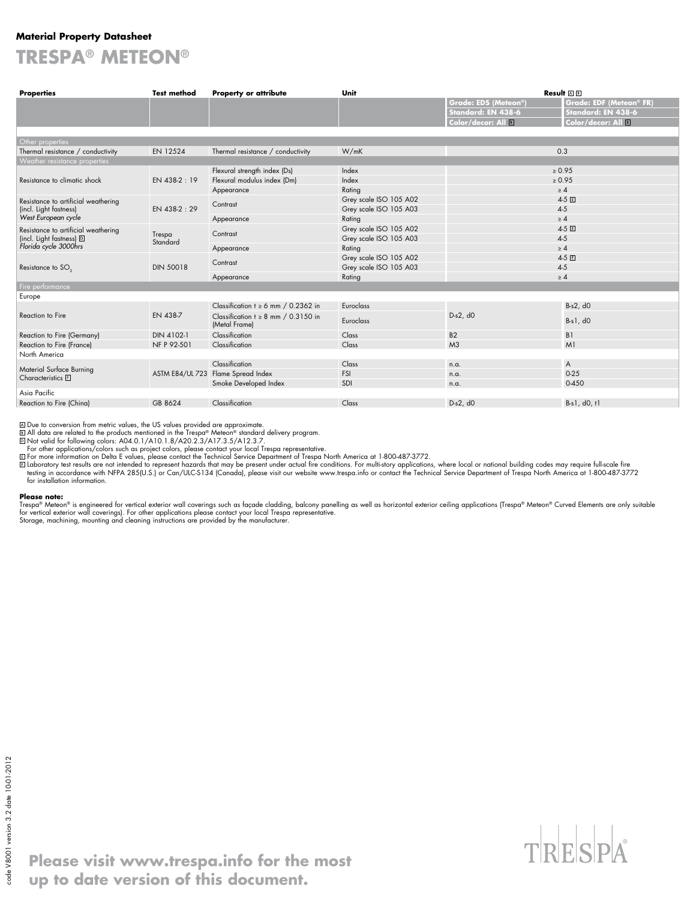**Material Property Datasheet**

# TRESPA® METEON®

| Properties | Test method | Property or attribute | Unit | Result [A] [B] | |
|---|---|---|---|---|---|
| | | | | Grade: EDS (Meteon®) Standard: EN 438-6 Color/decor: All [B] | Grade: EDF (Meteon® FR) Standard: EN 438-6 Color/decor: All [B] |
| **Other properties** | | | | | |
| Thermal resistance / conductivity | EN 12524 | Thermal resistance / conductivity | W/mK | 0.3 | |
| **Weather resistance properties** | | | | | |
| Resistance to climatic shock | EN 438-2 : 19 | Flexural strength index (Ds) | Index | ≥ 0.95 | |
| | | Flexural modulus index (Dm) | Index | ≥ 0.95 | |
| | | Appearance | Rating | ≥ 4 | |
| Resistance to artificial weathering (incl. Light fastness) *West European cycle* | EN 438-2 : 29 | Contrast | Grey scale ISO 105 A02 | 4-5 [E] | |
| | | | Grey scale ISO 105 A03 | 4-5 | |
| | | Appearance | Rating | ≥ 4 | |
| Resistance to artificial weathering (incl. Light fastness) [D] *Florida cycle 3000hrs* | Trespa Standard | Contrast | Grey scale ISO 105 A02 | 4-5 [E] | |
| | | | Grey scale ISO 105 A03 | 4-5 | |
| | | Appearance | Rating | ≥ 4 | |
| Resistance to $SO_2$ | DIN 50018 | Contrast | Grey scale ISO 105 A02 | 4-5 [E] | |
| | | | Grey scale ISO 105 A03 | 4-5 | |
| | | Appearance | Rating | ≥ 4 | |
| **Fire performance** | | | | | |
| Europe | | | | | |
| Reaction to Fire | EN 438-7 | Classification t ≥ 6 mm / 0.2362 in | Euroclass | D-s2, d0 | B-s2, d0 |
| | | Classification t ≥ 8 mm / 0.3150 in (Metal Frame) | Euroclass | | B-s1, d0 |
| Reaction to Fire (Germany) | DIN 4102-1 | Classification | Class | B2 | B1 |
| Reaction to Fire (France) | NF P 92-501 | Classification | Class | M3 | M1 |
| North America | | | | | |
| Material Surface Burning Characteristics [F] | ASTM E84/UL 723 | Classification | Class | n.a. | A |
| | | Flame Spread Index | FSI | n.a. | 0-25 |
| | | Smoke Developed Index | SDI | n.a. | 0-450 |
| Asia Pacific | | | | | |
| Reaction to Fire (China) | GB 8624 | Classification | Class | D-s2, d0 | B-s1, d0, t1 |

[A] Due to conversion from metric values, the US values provided are approximate.
[B] All data are related to the products mentioned in the Trespa® Meteon® standard delivery program.
[D] Not valid for following colors: A04.0.1/A10.1.8/A20.2.3/A17.3.5/A12.3.7.
For other applications/colors such as project colors, please contact your local Trespa representative.
[E] For more information on Delta E values, please contact the Technical Service Department of Trespa North America at 1-800-487-3772.
[F] Laboratory test results are not intended to represent hazards that may be present under actual fire conditions. For multi-story applications, where local or national building codes may require full-scale fire testing in accordance with NFPA 285(U.S.) or Can/ULC-S134 (Canada), please visit our website www.trespa.info or contact the Technical Service Department of Trespa North America at 1-800-487-3772 for installation information.

**Please note:**
Trespa® Meteon® is engineered for vertical exterior wall coverings such as façade cladding, balcony panelling as well as horizontal exterior ceiling applications (Trespa® Meteon® Curved Elements are only suitable for vertical exterior wall coverings). For other applications please contact your local Trespa representative.
Storage, machining, mounting and cleaning instructions are provided by the manufacturer.

code V8001 version 3.2 date 10-01-2012

**Please visit www.trespa.info for the most up to date version of this document.**

TRESPA®